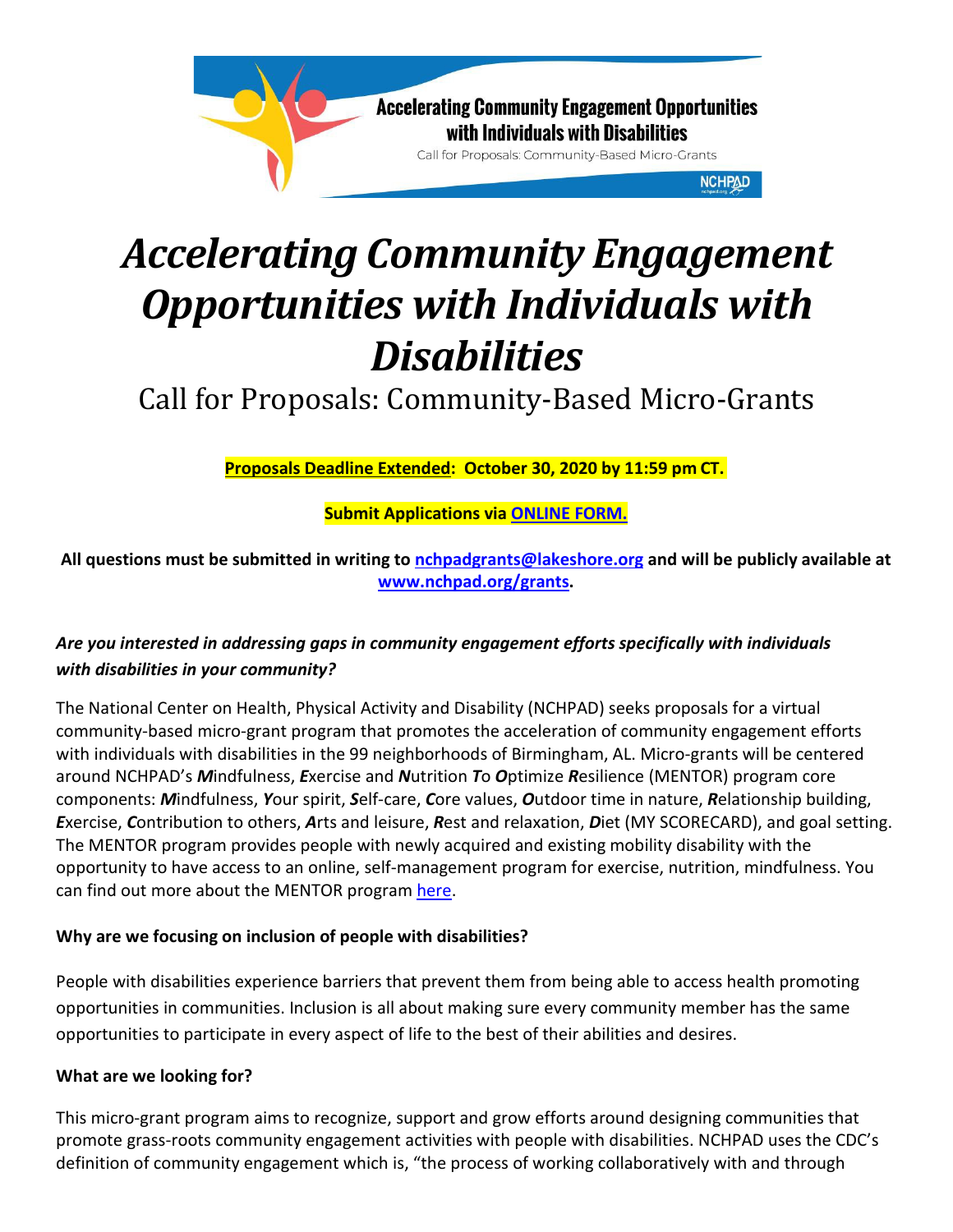Accelerating Community Engagement Opportunities with Individuals with Disabilities

Call for Proposals: Community-Based Micro-Grants

NCHPAD

# *Accelerating Community Engagement Opportunities with Individuals with Disabilities*

## Call for Proposals: Community-Based Micro-Grants

**Proposals Deadline Extended: October 30, 2020 by 11:59 pm CT.**

**Submit Applications via [ONLINE FORM.]()**

**All questions must be submitted in writing to [nchpadgrants@lakeshore.org](mailto:nchpadgrants@lakeshore.org) and will be publicly available at [www.nchpad.org/grants](http://www.nchpad.org/grants).**

***Are you interested in addressing gaps in community engagement efforts specifically with individuals with disabilities in your community?***

The National Center on Health, Physical Activity and Disability (NCHPAD) seeks proposals for a virtual community-based micro-grant program that promotes the acceleration of community engagement efforts with individuals with disabilities in the 99 neighborhoods of Birmingham, AL. Micro-grants will be centered around NCHPAD's ***M***indfulness, ***E***xercise and ***N***utrition ***T***o ***O***ptimize ***R***esilience (MENTOR) program core components: ***M***indfulness, ***Y***our spirit, ***S***elf-care, ***C***ore values, ***O***utdoor time in nature, ***R***elationship building, ***E***xercise, ***C***ontribution to others, ***A***rts and leisure, ***R***est and relaxation, ***D***iet (MY SCORECARD), and goal setting. The MENTOR program provides people with newly acquired and existing mobility disability with the opportunity to have access to an online, self-management program for exercise, nutrition, mindfulness. You can find out more about the MENTOR program [here]().

**Why are we focusing on inclusion of people with disabilities?**

People with disabilities experience barriers that prevent them from being able to access health promoting opportunities in communities. Inclusion is all about making sure every community member has the same opportunities to participate in every aspect of life to the best of their abilities and desires.

**What are we looking for?**

This micro-grant program aims to recognize, support and grow efforts around designing communities that promote grass-roots community engagement activities with people with disabilities. NCHPAD uses the CDC's definition of community engagement which is, "the process of working collaboratively with and through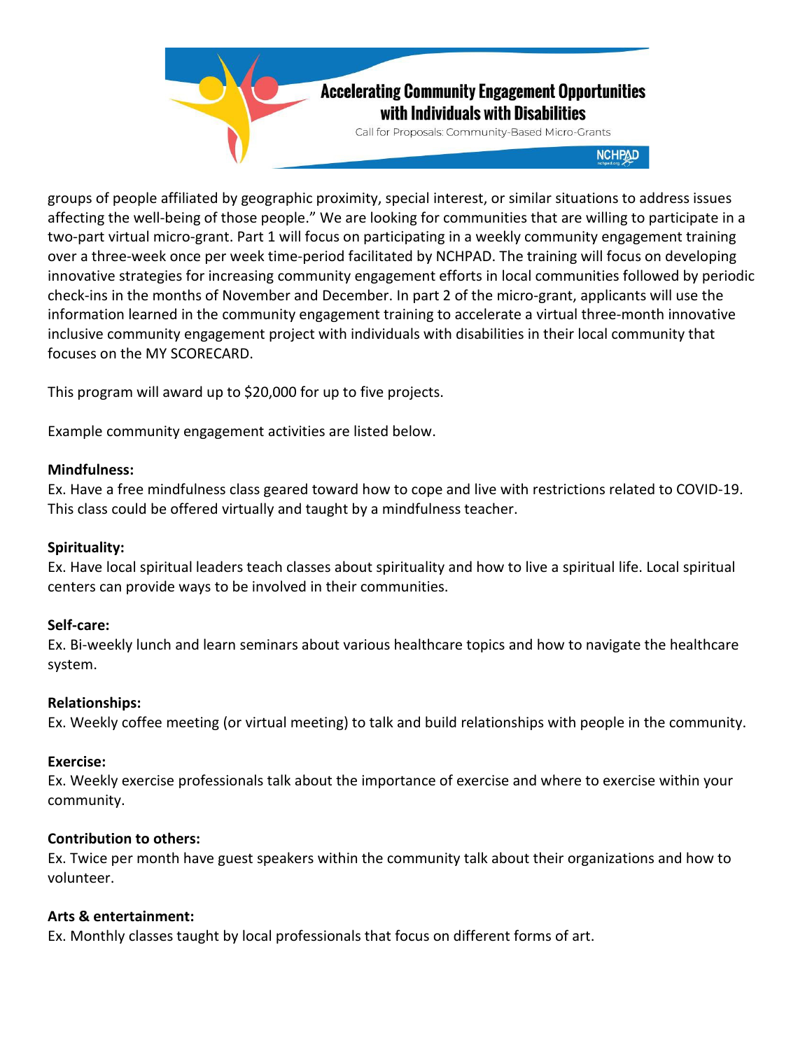groups of people affiliated by geographic proximity, special interest, or similar situations to address issues affecting the well-being of those people." We are looking for communities that are willing to participate in a two-part virtual micro-grant. Part 1 will focus on participating in a weekly community engagement training over a three-week once per week time-period facilitated by NCHPAD. The training will focus on developing innovative strategies for increasing community engagement efforts in local communities followed by periodic check-ins in the months of November and December. In part 2 of the micro-grant, applicants will use the information learned in the community engagement training to accelerate a virtual three-month innovative inclusive community engagement project with individuals with disabilities in their local community that focuses on the MY SCORECARD.

This program will award up to $20,000 for up to five projects.

Example community engagement activities are listed below.

**Mindfulness:**
Ex. Have a free mindfulness class geared toward how to cope and live with restrictions related to COVID-19. This class could be offered virtually and taught by a mindfulness teacher.

**Spirituality:**
Ex. Have local spiritual leaders teach classes about spirituality and how to live a spiritual life. Local spiritual centers can provide ways to be involved in their communities.

**Self-care:**
Ex. Bi-weekly lunch and learn seminars about various healthcare topics and how to navigate the healthcare system.

**Relationships:**
Ex. Weekly coffee meeting (or virtual meeting) to talk and build relationships with people in the community.

**Exercise:**
Ex. Weekly exercise professionals talk about the importance of exercise and where to exercise within your community.

**Contribution to others:**
Ex. Twice per month have guest speakers within the community talk about their organizations and how to volunteer.

**Arts & entertainment:**
Ex. Monthly classes taught by local professionals that focus on different forms of art.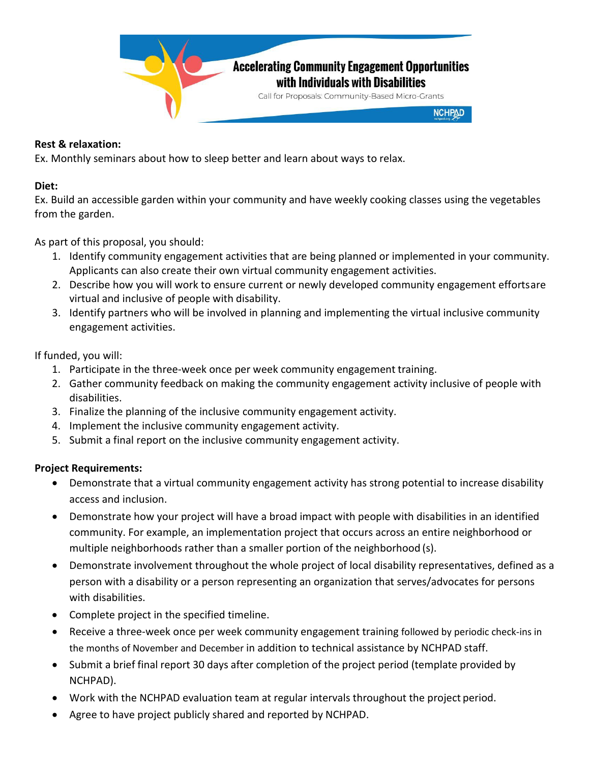**Rest & relaxation:**
Ex. Monthly seminars about how to sleep better and learn about ways to relax.

**Diet:**
Ex. Build an accessible garden within your community and have weekly cooking classes using the vegetables from the garden.

As part of this proposal, you should:

1. Identify community engagement activities that are being planned or implemented in your community. Applicants can also create their own virtual community engagement activities.
2. Describe how you will work to ensure current or newly developed community engagement effortsare virtual and inclusive of people with disability.
3. Identify partners who will be involved in planning and implementing the virtual inclusive community engagement activities.

If funded, you will:

1. Participate in the three-week once per week community engagement training.
2. Gather community feedback on making the community engagement activity inclusive of people with disabilities.
3. Finalize the planning of the inclusive community engagement activity.
4. Implement the inclusive community engagement activity.
5. Submit a final report on the inclusive community engagement activity.

**Project Requirements:**

- Demonstrate that a virtual community engagement activity has strong potential to increase disability access and inclusion.
- Demonstrate how your project will have a broad impact with people with disabilities in an identified community. For example, an implementation project that occurs across an entire neighborhood or multiple neighborhoods rather than a smaller portion of the neighborhood (s).
- Demonstrate involvement throughout the whole project of local disability representatives, defined as a person with a disability or a person representing an organization that serves/advocates for persons with disabilities.
- Complete project in the specified timeline.
- Receive a three-week once per week community engagement training followed by periodic check-ins in the months of November and December in addition to technical assistance by NCHPAD staff.
- Submit a brief final report 30 days after completion of the project period (template provided by NCHPAD).
- Work with the NCHPAD evaluation team at regular intervals throughout the project period.
- Agree to have project publicly shared and reported by NCHPAD.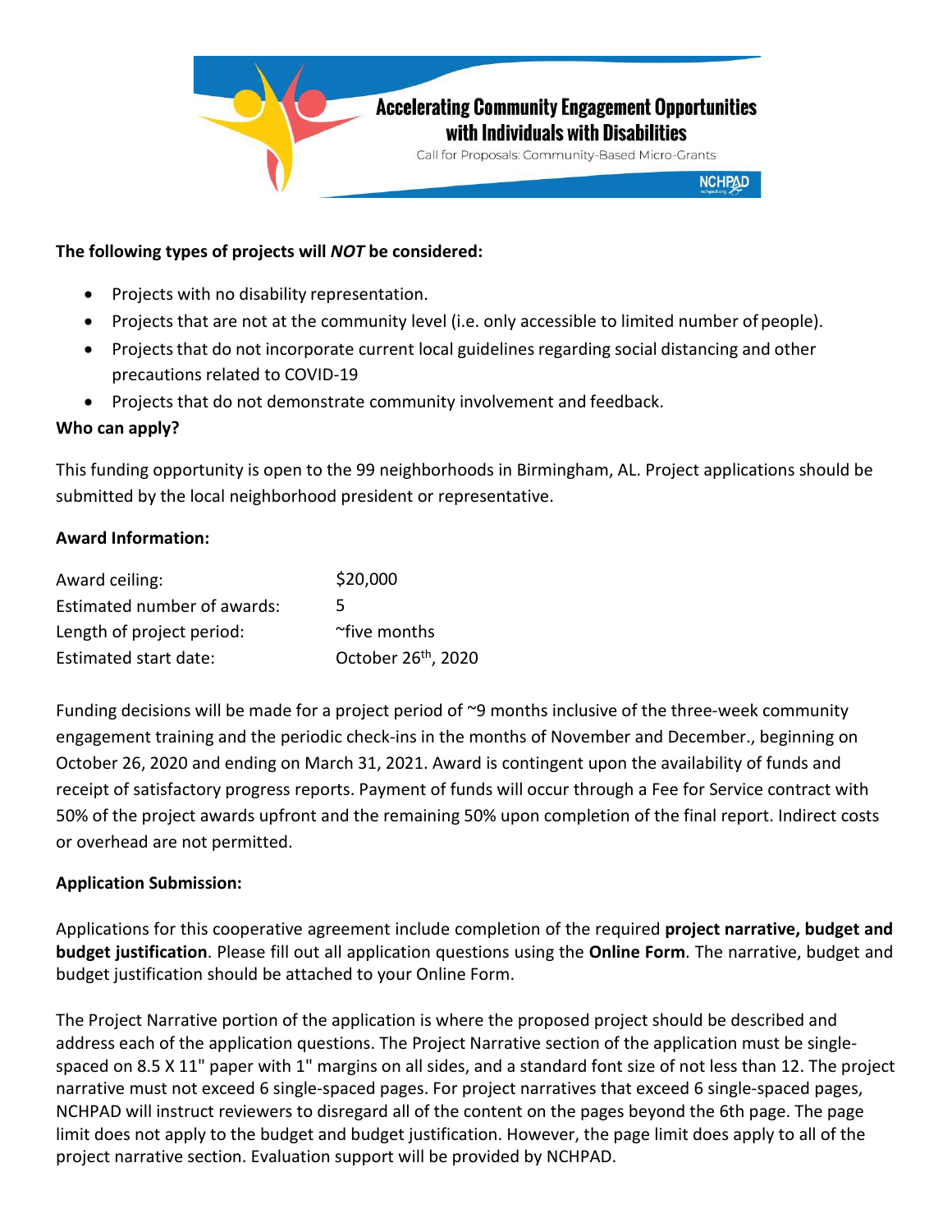**The following types of projects will *NOT* be considered:**

- Projects with no disability representation.
- Projects that are not at the community level (i.e. only accessible to limited number of people).
- Projects that do not incorporate current local guidelines regarding social distancing and other precautions related to COVID-19
- Projects that do not demonstrate community involvement and feedback.

**Who can apply?**

This funding opportunity is open to the 99 neighborhoods in Birmingham, AL. Project applications should be submitted by the local neighborhood president or representative.

**Award Information:**

| | |
|---|---|
| Award ceiling: | $20,000 |
| Estimated number of awards: | 5 |
| Length of project period: | ~five months |
| Estimated start date: | October 26th, 2020 |

Funding decisions will be made for a project period of ~9 months inclusive of the three-week community engagement training and the periodic check-ins in the months of November and December., beginning on October 26, 2020 and ending on March 31, 2021. Award is contingent upon the availability of funds and receipt of satisfactory progress reports. Payment of funds will occur through a Fee for Service contract with 50% of the project awards upfront and the remaining 50% upon completion of the final report. Indirect costs or overhead are not permitted.

**Application Submission:**

Applications for this cooperative agreement include completion of the required **project narrative, budget and budget justification**. Please fill out all application questions using the **Online Form**. The narrative, budget and budget justification should be attached to your Online Form.

The Project Narrative portion of the application is where the proposed project should be described and address each of the application questions. The Project Narrative section of the application must be single-spaced on 8.5 X 11" paper with 1" margins on all sides, and a standard font size of not less than 12. The project narrative must not exceed 6 single-spaced pages. For project narratives that exceed 6 single-spaced pages, NCHPAD will instruct reviewers to disregard all of the content on the pages beyond the 6th page. The page limit does not apply to the budget and budget justification. However, the page limit does apply to all of the project narrative section. Evaluation support will be provided by NCHPAD.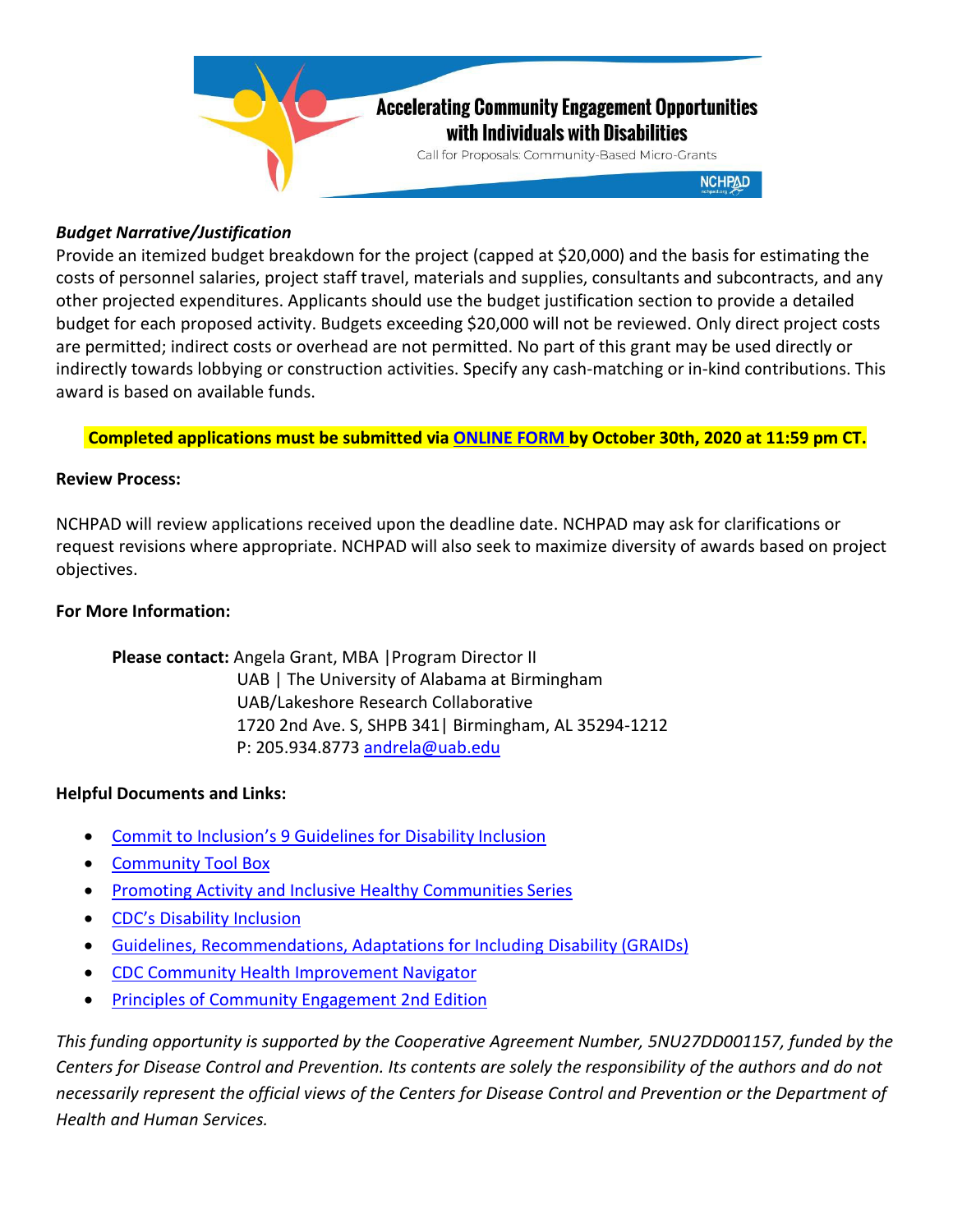*Budget Narrative/Justification*
Provide an itemized budget breakdown for the project (capped at $20,000) and the basis for estimating the costs of personnel salaries, project staff travel, materials and supplies, consultants and subcontracts, and any other projected expenditures. Applicants should use the budget justification section to provide a detailed budget for each proposed activity. Budgets exceeding $20,000 will not be reviewed. Only direct project costs are permitted; indirect costs or overhead are not permitted. No part of this grant may be used directly or indirectly towards lobbying or construction activities. Specify any cash-matching or in-kind contributions. This award is based on available funds.

**Completed applications must be submitted via ONLINE FORM by October 30th, 2020 at 11:59 pm CT.**

**Review Process:**

NCHPAD will review applications received upon the deadline date. NCHPAD may ask for clarifications or request revisions where appropriate. NCHPAD will also seek to maximize diversity of awards based on project objectives.

**For More Information:**

**Please contact:** Angela Grant, MBA |Program Director II
UAB | The University of Alabama at Birmingham
UAB/Lakeshore Research Collaborative
1720 2nd Ave. S, SHPB 341| Birmingham, AL 35294-1212
P: 205.934.8773 andrela@uab.edu

**Helpful Documents and Links:**

- Commit to Inclusion's 9 Guidelines for Disability Inclusion
- Community Tool Box
- Promoting Activity and Inclusive Healthy Communities Series
- CDC's Disability Inclusion
- Guidelines, Recommendations, Adaptations for Including Disability (GRAIDs)
- CDC Community Health Improvement Navigator
- Principles of Community Engagement 2nd Edition

*This funding opportunity is supported by the Cooperative Agreement Number, 5NU27DD001157, funded by the Centers for Disease Control and Prevention. Its contents are solely the responsibility of the authors and do not necessarily represent the official views of the Centers for Disease Control and Prevention or the Department of Health and Human Services.*